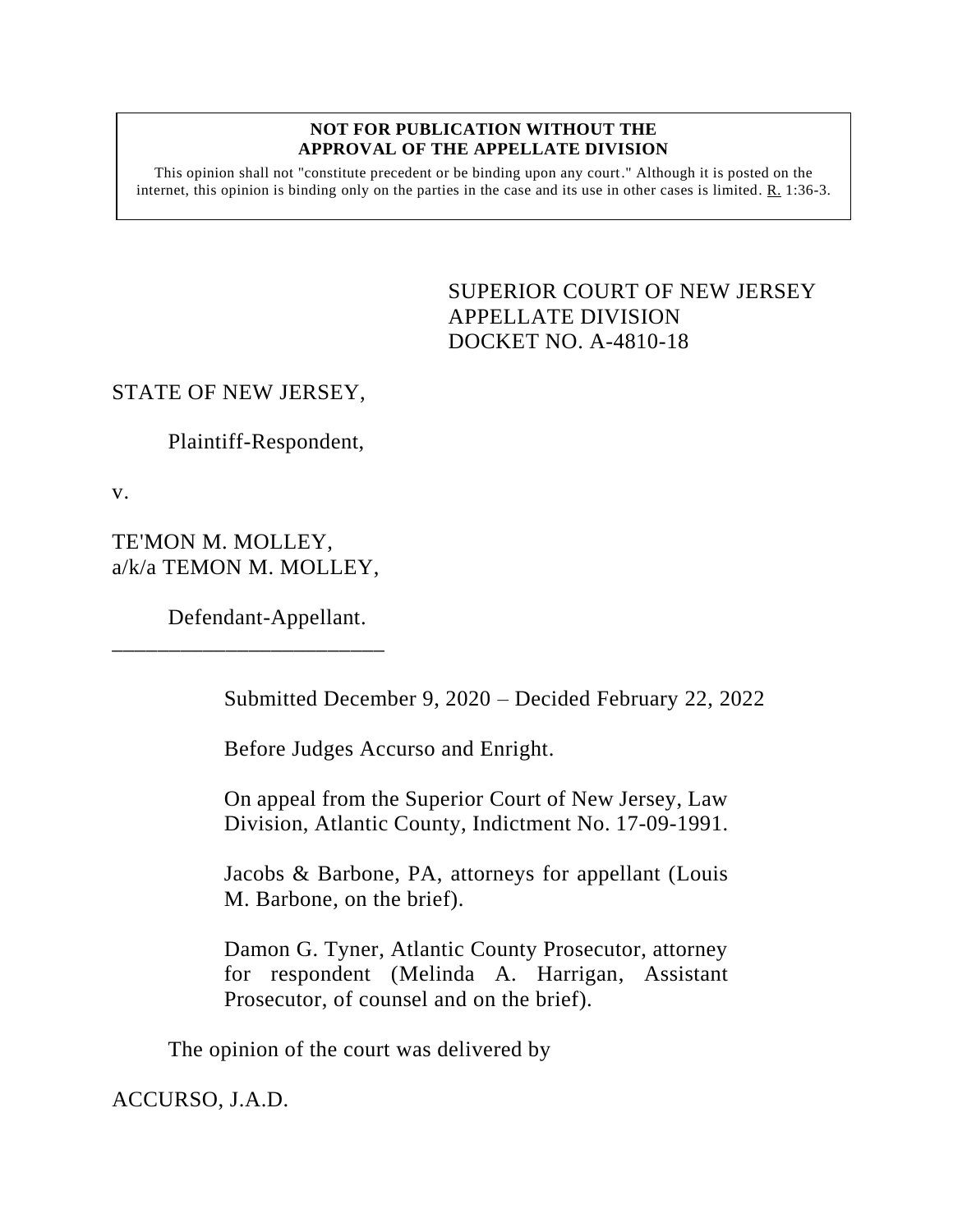**NOT FOR PUBLICATION WITHOUT THE APPROVAL OF THE APPELLATE DIVISION**

This opinion shall not "constitute precedent or be binding upon any court." Although it is posted on the internet, this opinion is binding only on the parties in the case and its use in other cases is limited. R. 1:36-3.

SUPERIOR COURT OF NEW JERSEY
APPELLATE DIVISION
DOCKET NO. A-4810-18

STATE OF NEW JERSEY,

Plaintiff-Respondent,

v.

TE'MON M. MOLLEY,
a/k/a TEMON M. MOLLEY,

Defendant-Appellant.

\_\_\_\_\_\_\_\_\_\_\_\_\_\_\_\_\_\_\_\_\_\_\_\_\_\_

Submitted December 9, 2020 – Decided February 22, 2022

Before Judges Accurso and Enright.

On appeal from the Superior Court of New Jersey, Law Division, Atlantic County, Indictment No. 17-09-1991.

Jacobs & Barbone, PA, attorneys for appellant (Louis M. Barbone, on the brief).

Damon G. Tyner, Atlantic County Prosecutor, attorney for respondent (Melinda A. Harrigan, Assistant Prosecutor, of counsel and on the brief).

The opinion of the court was delivered by

ACCURSO, J.A.D.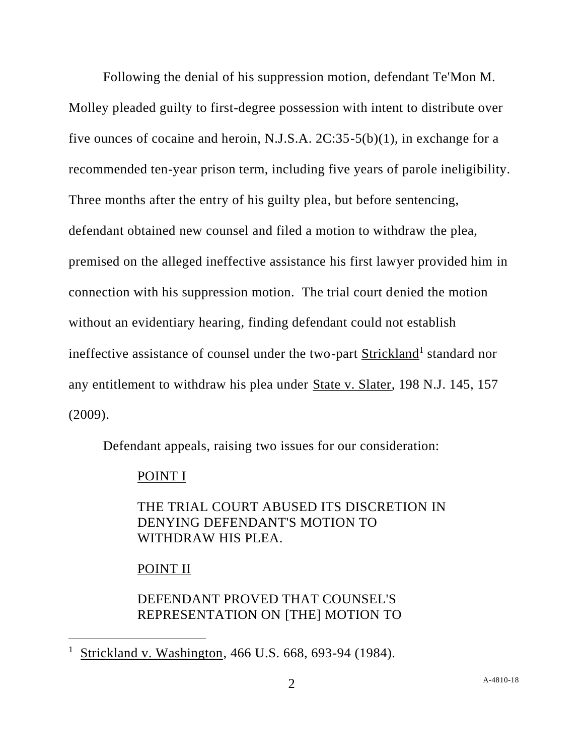Following the denial of his suppression motion, defendant Te'Mon M. Molley pleaded guilty to first-degree possession with intent to distribute over five ounces of cocaine and heroin, N.J.S.A. 2C:35-5(b)(1), in exchange for a recommended ten-year prison term, including five years of parole ineligibility. Three months after the entry of his guilty plea, but before sentencing, defendant obtained new counsel and filed a motion to withdraw the plea, premised on the alleged ineffective assistance his first lawyer provided him in connection with his suppression motion. The trial court denied the motion without an evidentiary hearing, finding defendant could not establish ineffective assistance of counsel under the two-part Strickland[1] standard nor any entitlement to withdraw his plea under State v. Slater, 198 N.J. 145, 157 (2009).

Defendant appeals, raising two issues for our consideration:

> POINT I
>
> THE TRIAL COURT ABUSED ITS DISCRETION IN DENYING DEFENDANT'S MOTION TO WITHDRAW HIS PLEA.
>
> POINT II
>
> DEFENDANT PROVED THAT COUNSEL'S REPRESENTATION ON [THE] MOTION TO

[1] Strickland v. Washington, 466 U.S. 668, 693-94 (1984).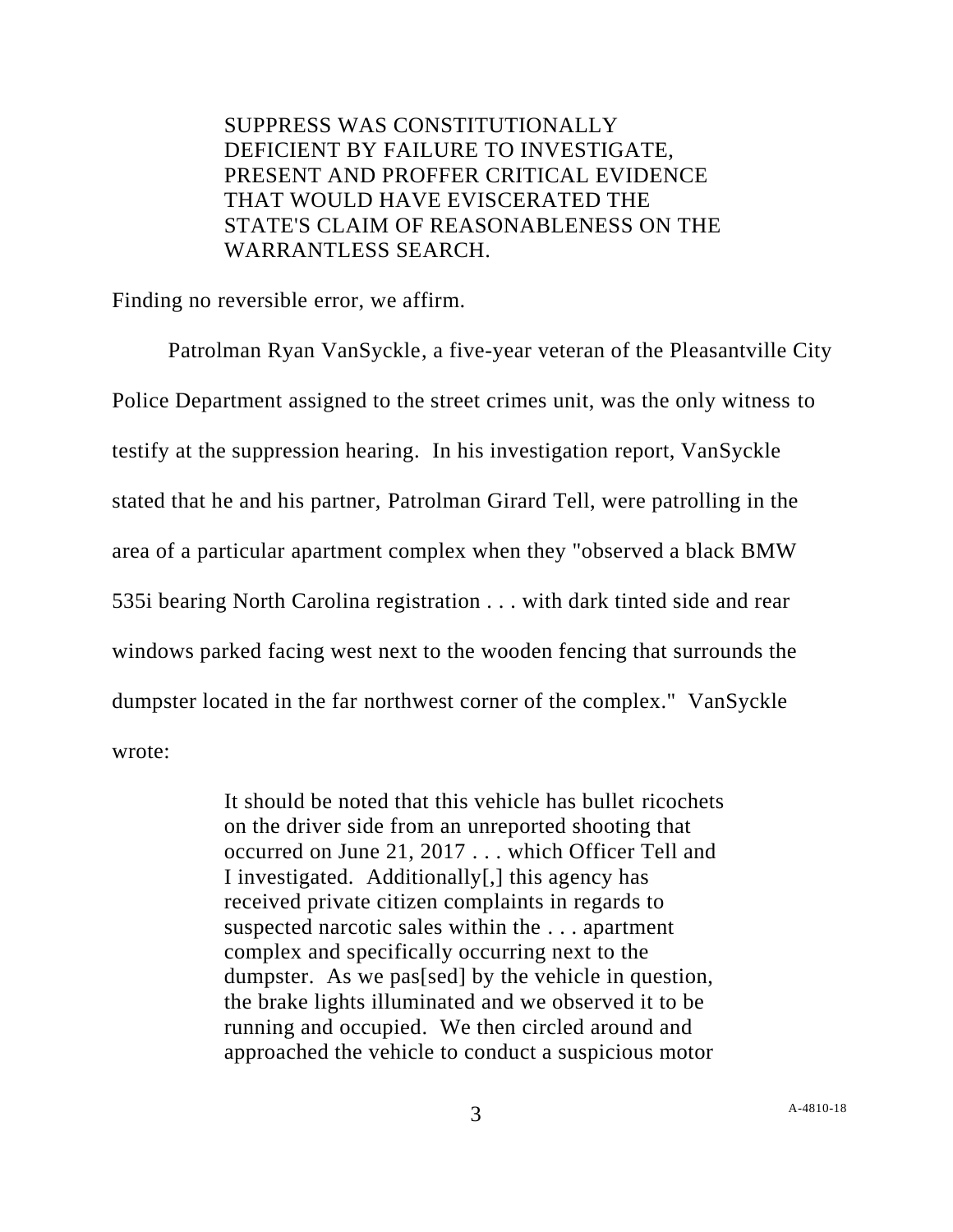> SUPPRESS WAS CONSTITUTIONALLY DEFICIENT BY FAILURE TO INVESTIGATE, PRESENT AND PROFFER CRITICAL EVIDENCE THAT WOULD HAVE EVISCERATED THE STATE'S CLAIM OF REASONABLENESS ON THE WARRANTLESS SEARCH.

Finding no reversible error, we affirm.

Patrolman Ryan VanSyckle, a five-year veteran of the Pleasantville City Police Department assigned to the street crimes unit, was the only witness to testify at the suppression hearing. In his investigation report, VanSyckle stated that he and his partner, Patrolman Girard Tell, were patrolling in the area of a particular apartment complex when they "observed a black BMW 535i bearing North Carolina registration . . . with dark tinted side and rear windows parked facing west next to the wooden fencing that surrounds the dumpster located in the far northwest corner of the complex." VanSyckle wrote:

> It should be noted that this vehicle has bullet ricochets on the driver side from an unreported shooting that occurred on June 21, 2017 . . . which Officer Tell and I investigated. Additionally[,] this agency has received private citizen complaints in regards to suspected narcotic sales within the . . . apartment complex and specifically occurring next to the dumpster. As we pas[sed] by the vehicle in question, the brake lights illuminated and we observed it to be running and occupied. We then circled around and approached the vehicle to conduct a suspicious motor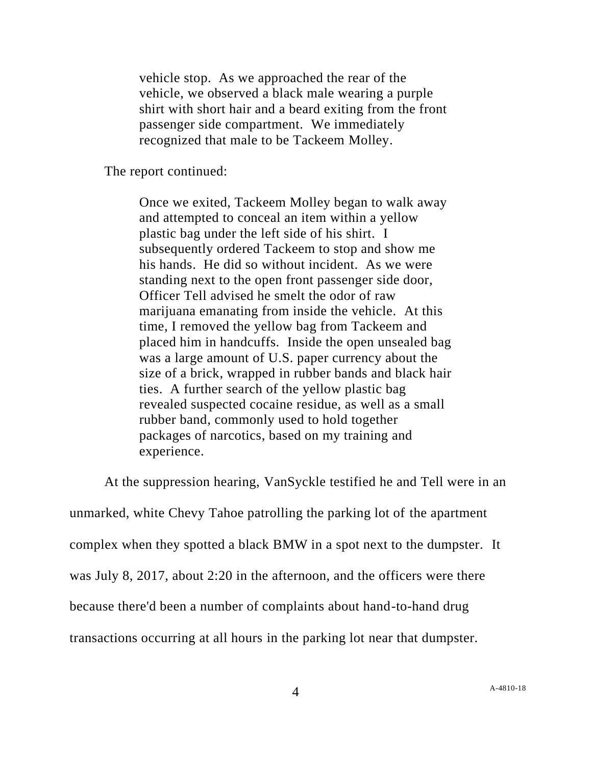> vehicle stop. As we approached the rear of the vehicle, we observed a black male wearing a purple shirt with short hair and a beard exiting from the front passenger side compartment. We immediately recognized that male to be Tackeem Molley.

The report continued:

> Once we exited, Tackeem Molley began to walk away and attempted to conceal an item within a yellow plastic bag under the left side of his shirt. I subsequently ordered Tackeem to stop and show me his hands. He did so without incident. As we were standing next to the open front passenger side door, Officer Tell advised he smelt the odor of raw marijuana emanating from inside the vehicle. At this time, I removed the yellow bag from Tackeem and placed him in handcuffs. Inside the open unsealed bag was a large amount of U.S. paper currency about the size of a brick, wrapped in rubber bands and black hair ties. A further search of the yellow plastic bag revealed suspected cocaine residue, as well as a small rubber band, commonly used to hold together packages of narcotics, based on my training and experience.

At the suppression hearing, VanSyckle testified he and Tell were in an unmarked, white Chevy Tahoe patrolling the parking lot of the apartment complex when they spotted a black BMW in a spot next to the dumpster. It was July 8, 2017, about 2:20 in the afternoon, and the officers were there because there'd been a number of complaints about hand-to-hand drug transactions occurring at all hours in the parking lot near that dumpster.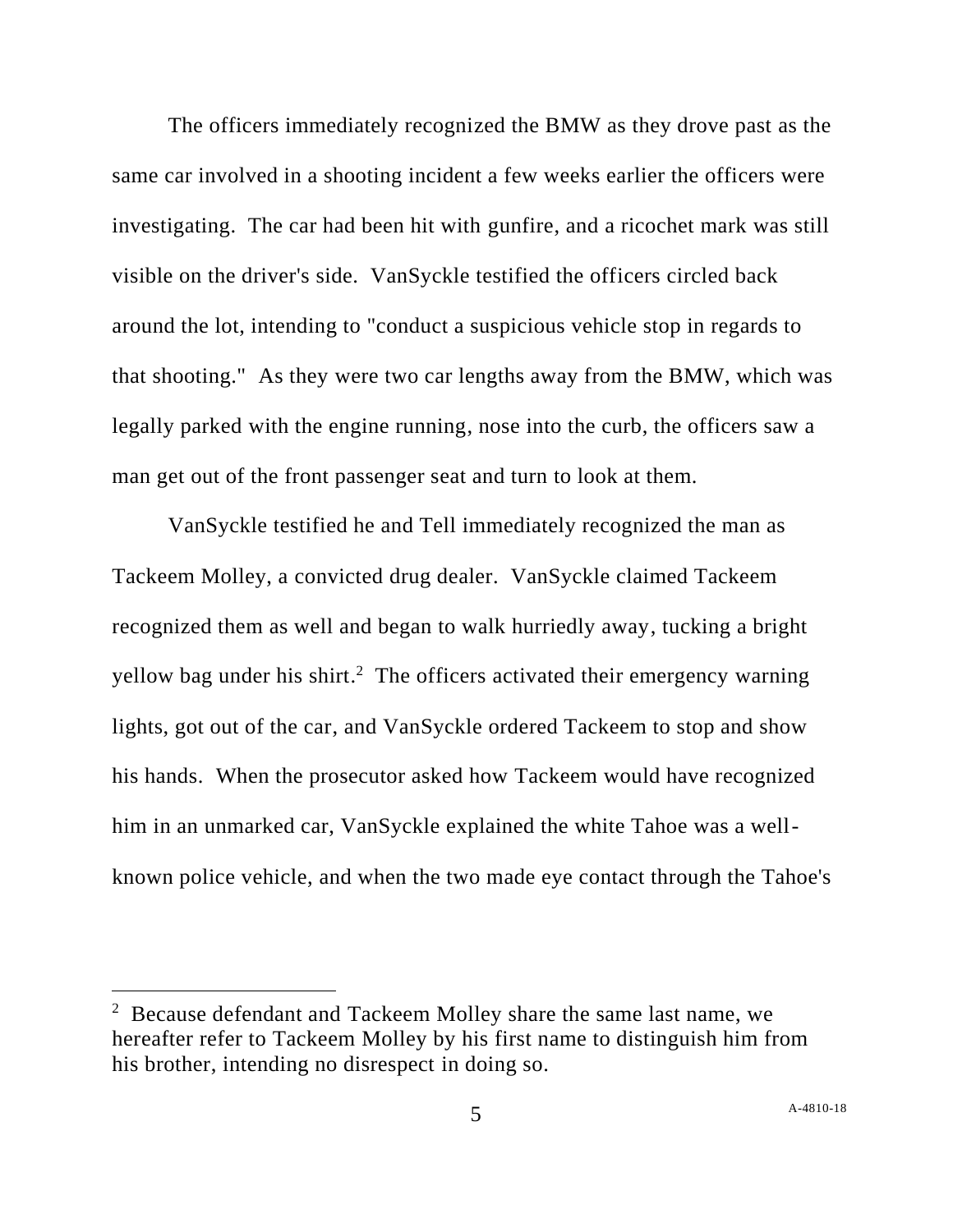The officers immediately recognized the BMW as they drove past as the same car involved in a shooting incident a few weeks earlier the officers were investigating. The car had been hit with gunfire, and a ricochet mark was still visible on the driver's side. VanSyckle testified the officers circled back around the lot, intending to "conduct a suspicious vehicle stop in regards to that shooting." As they were two car lengths away from the BMW, which was legally parked with the engine running, nose into the curb, the officers saw a man get out of the front passenger seat and turn to look at them.

VanSyckle testified he and Tell immediately recognized the man as Tackeem Molley, a convicted drug dealer. VanSyckle claimed Tackeem recognized them as well and began to walk hurriedly away, tucking a bright yellow bag under his shirt.[2] The officers activated their emergency warning lights, got out of the car, and VanSyckle ordered Tackeem to stop and show his hands. When the prosecutor asked how Tackeem would have recognized him in an unmarked car, VanSyckle explained the white Tahoe was a well-known police vehicle, and when the two made eye contact through the Tahoe's

---

[2] Because defendant and Tackeem Molley share the same last name, we hereafter refer to Tackeem Molley by his first name to distinguish him from his brother, intending no disrespect in doing so.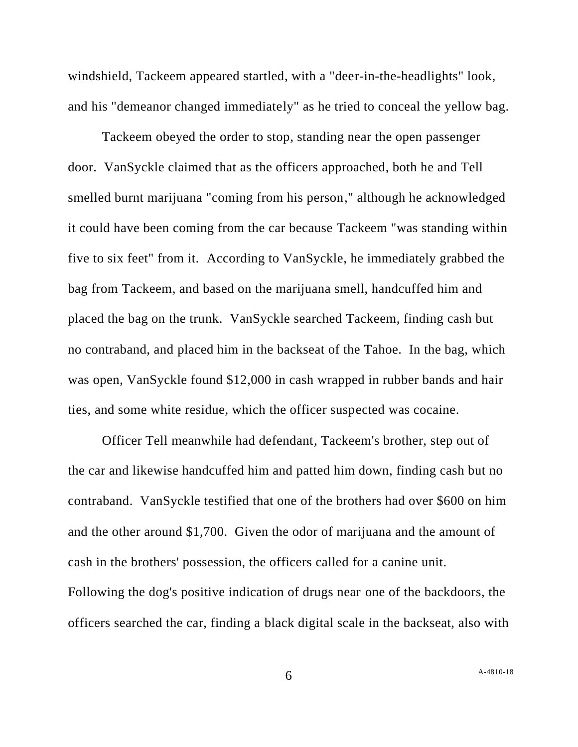windshield, Tackeem appeared startled, with a "deer-in-the-headlights" look, and his "demeanor changed immediately" as he tried to conceal the yellow bag.

Tackeem obeyed the order to stop, standing near the open passenger door. VanSyckle claimed that as the officers approached, both he and Tell smelled burnt marijuana "coming from his person," although he acknowledged it could have been coming from the car because Tackeem "was standing within five to six feet" from it. According to VanSyckle, he immediately grabbed the bag from Tackeem, and based on the marijuana smell, handcuffed him and placed the bag on the trunk. VanSyckle searched Tackeem, finding cash but no contraband, and placed him in the backseat of the Tahoe. In the bag, which was open, VanSyckle found $12,000 in cash wrapped in rubber bands and hair ties, and some white residue, which the officer suspected was cocaine.

Officer Tell meanwhile had defendant, Tackeem's brother, step out of the car and likewise handcuffed him and patted him down, finding cash but no contraband. VanSyckle testified that one of the brothers had over $600 on him and the other around $1,700. Given the odor of marijuana and the amount of cash in the brothers' possession, the officers called for a canine unit. Following the dog's positive indication of drugs near one of the backdoors, the officers searched the car, finding a black digital scale in the backseat, also with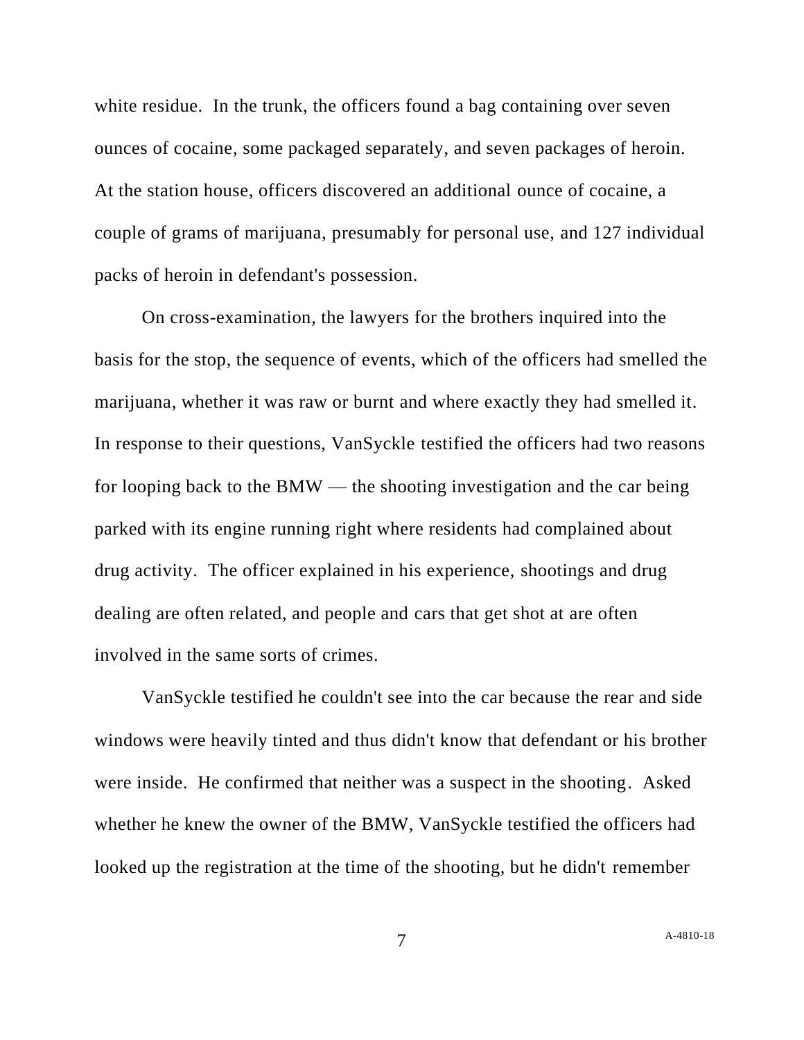white residue. In the trunk, the officers found a bag containing over seven ounces of cocaine, some packaged separately, and seven packages of heroin. At the station house, officers discovered an additional ounce of cocaine, a couple of grams of marijuana, presumably for personal use, and 127 individual packs of heroin in defendant's possession.

On cross-examination, the lawyers for the brothers inquired into the basis for the stop, the sequence of events, which of the officers had smelled the marijuana, whether it was raw or burnt and where exactly they had smelled it. In response to their questions, VanSyckle testified the officers had two reasons for looping back to the BMW — the shooting investigation and the car being parked with its engine running right where residents had complained about drug activity. The officer explained in his experience, shootings and drug dealing are often related, and people and cars that get shot at are often involved in the same sorts of crimes.

VanSyckle testified he couldn't see into the car because the rear and side windows were heavily tinted and thus didn't know that defendant or his brother were inside. He confirmed that neither was a suspect in the shooting. Asked whether he knew the owner of the BMW, VanSyckle testified the officers had looked up the registration at the time of the shooting, but he didn't remember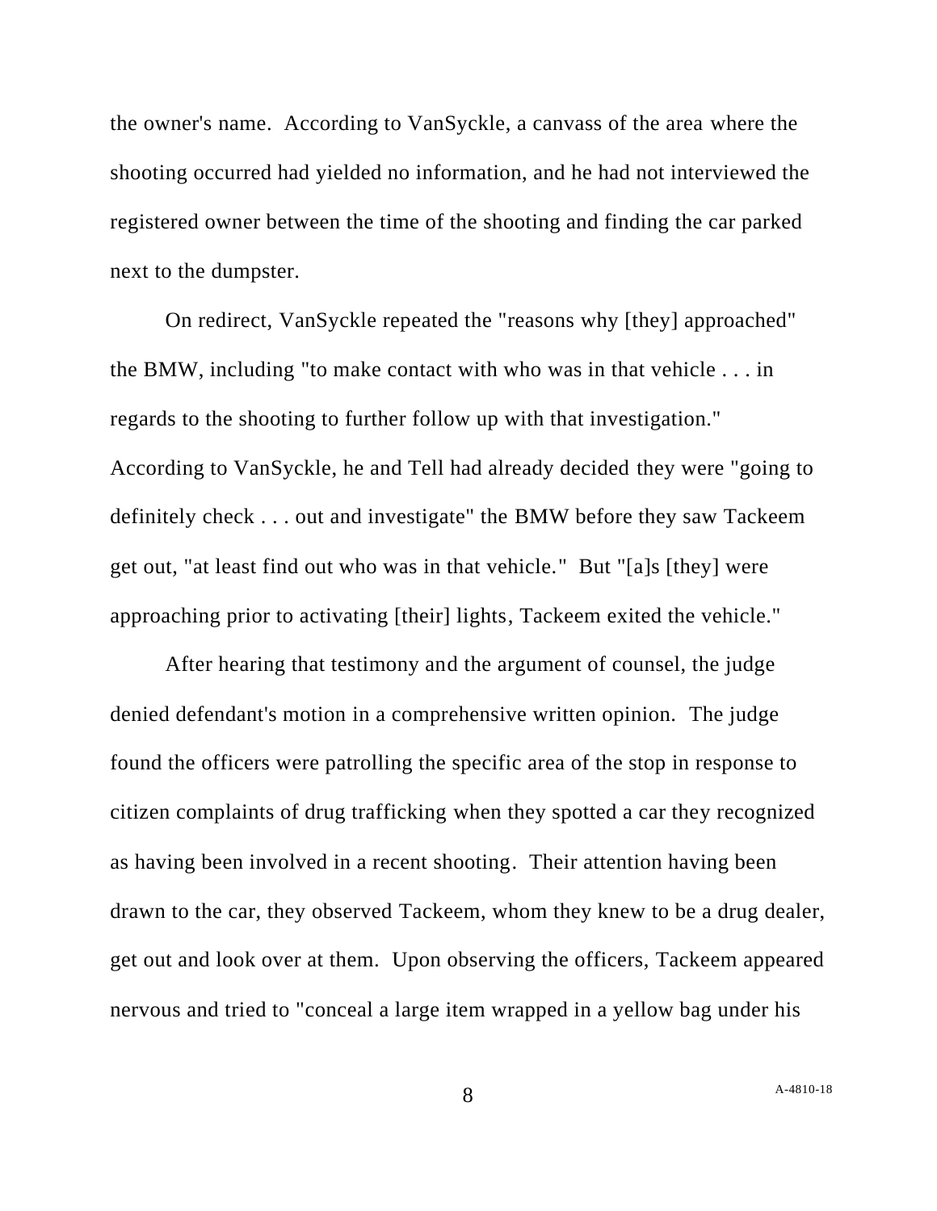the owner's name. According to VanSyckle, a canvass of the area where the shooting occurred had yielded no information, and he had not interviewed the registered owner between the time of the shooting and finding the car parked next to the dumpster.

On redirect, VanSyckle repeated the "reasons why [they] approached" the BMW, including "to make contact with who was in that vehicle . . . in regards to the shooting to further follow up with that investigation." According to VanSyckle, he and Tell had already decided they were "going to definitely check . . . out and investigate" the BMW before they saw Tackeem get out, "at least find out who was in that vehicle." But "[a]s [they] were approaching prior to activating [their] lights, Tackeem exited the vehicle."

After hearing that testimony and the argument of counsel, the judge denied defendant's motion in a comprehensive written opinion. The judge found the officers were patrolling the specific area of the stop in response to citizen complaints of drug trafficking when they spotted a car they recognized as having been involved in a recent shooting. Their attention having been drawn to the car, they observed Tackeem, whom they knew to be a drug dealer, get out and look over at them. Upon observing the officers, Tackeem appeared nervous and tried to "conceal a large item wrapped in a yellow bag under his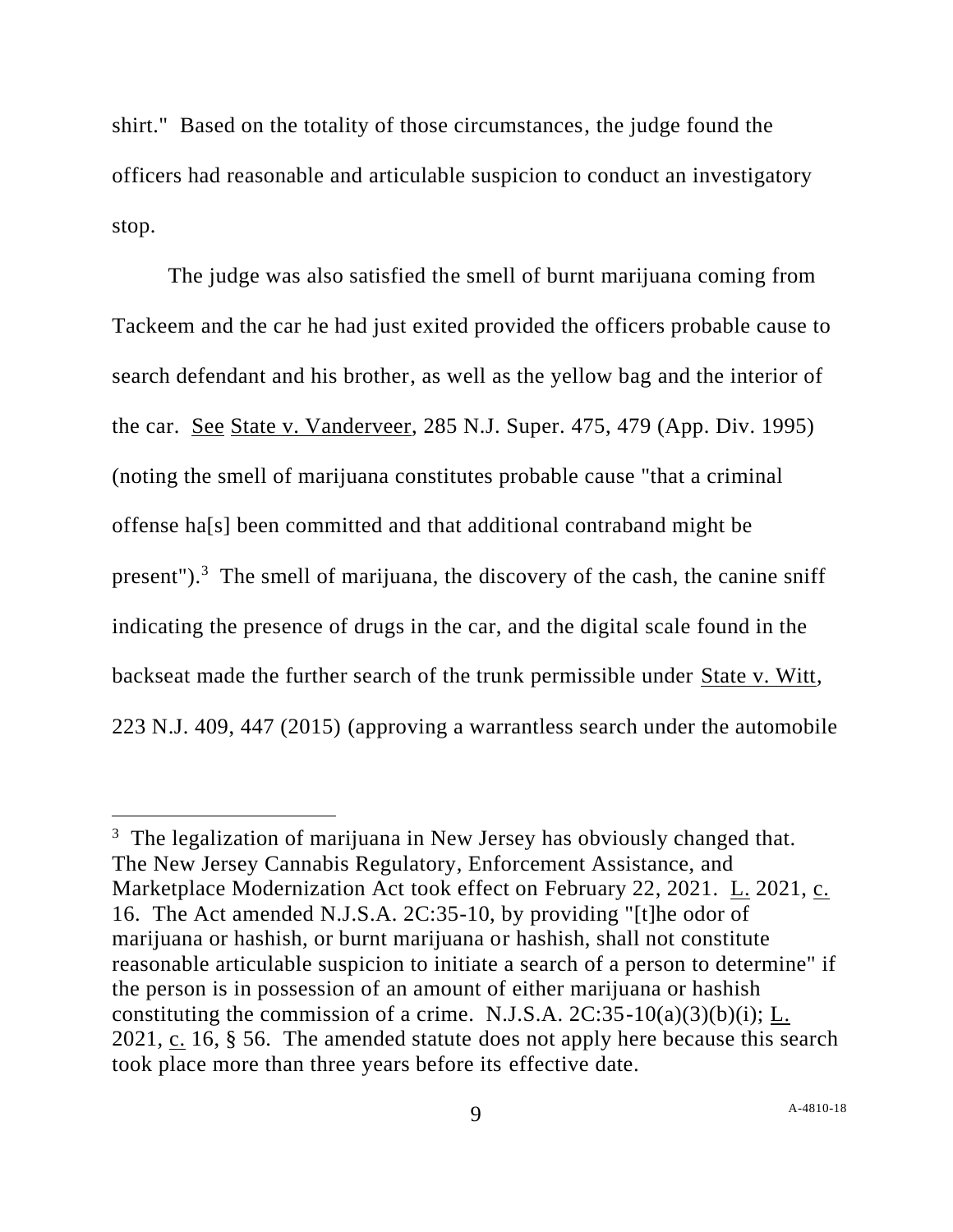shirt." Based on the totality of those circumstances, the judge found the officers had reasonable and articulable suspicion to conduct an investigatory stop.

The judge was also satisfied the smell of burnt marijuana coming from Tackeem and the car he had just exited provided the officers probable cause to search defendant and his brother, as well as the yellow bag and the interior of the car. See State v. Vanderveer, 285 N.J. Super. 475, 479 (App. Div. 1995) (noting the smell of marijuana constitutes probable cause "that a criminal offense ha[s] been committed and that additional contraband might be present").[3] The smell of marijuana, the discovery of the cash, the canine sniff indicating the presence of drugs in the car, and the digital scale found in the backseat made the further search of the trunk permissible under State v. Witt, 223 N.J. 409, 447 (2015) (approving a warrantless search under the automobile

---

[3] The legalization of marijuana in New Jersey has obviously changed that. The New Jersey Cannabis Regulatory, Enforcement Assistance, and Marketplace Modernization Act took effect on February 22, 2021. L. 2021, c. 16. The Act amended N.J.S.A. 2C:35-10, by providing "[t]he odor of marijuana or hashish, or burnt marijuana or hashish, shall not constitute reasonable articulable suspicion to initiate a search of a person to determine" if the person is in possession of an amount of either marijuana or hashish constituting the commission of a crime. N.J.S.A. 2C:35-10(a)(3)(b)(i); L. 2021, c. 16, § 56. The amended statute does not apply here because this search took place more than three years before its effective date.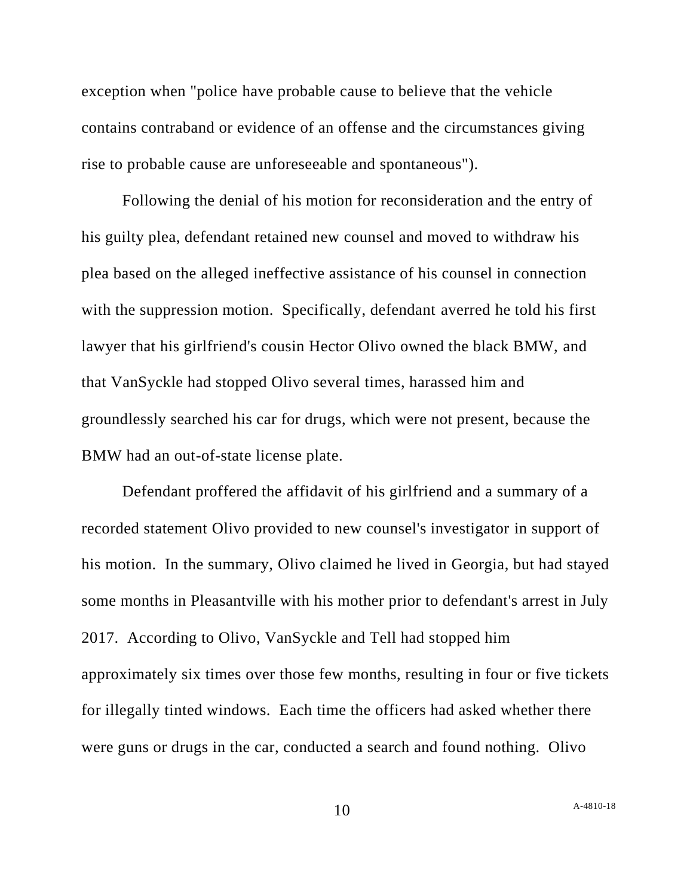exception when "police have probable cause to believe that the vehicle contains contraband or evidence of an offense and the circumstances giving rise to probable cause are unforeseeable and spontaneous").

Following the denial of his motion for reconsideration and the entry of his guilty plea, defendant retained new counsel and moved to withdraw his plea based on the alleged ineffective assistance of his counsel in connection with the suppression motion. Specifically, defendant averred he told his first lawyer that his girlfriend's cousin Hector Olivo owned the black BMW, and that VanSyckle had stopped Olivo several times, harassed him and groundlessly searched his car for drugs, which were not present, because the BMW had an out-of-state license plate.

Defendant proffered the affidavit of his girlfriend and a summary of a recorded statement Olivo provided to new counsel's investigator in support of his motion. In the summary, Olivo claimed he lived in Georgia, but had stayed some months in Pleasantville with his mother prior to defendant's arrest in July 2017. According to Olivo, VanSyckle and Tell had stopped him approximately six times over those few months, resulting in four or five tickets for illegally tinted windows. Each time the officers had asked whether there were guns or drugs in the car, conducted a search and found nothing. Olivo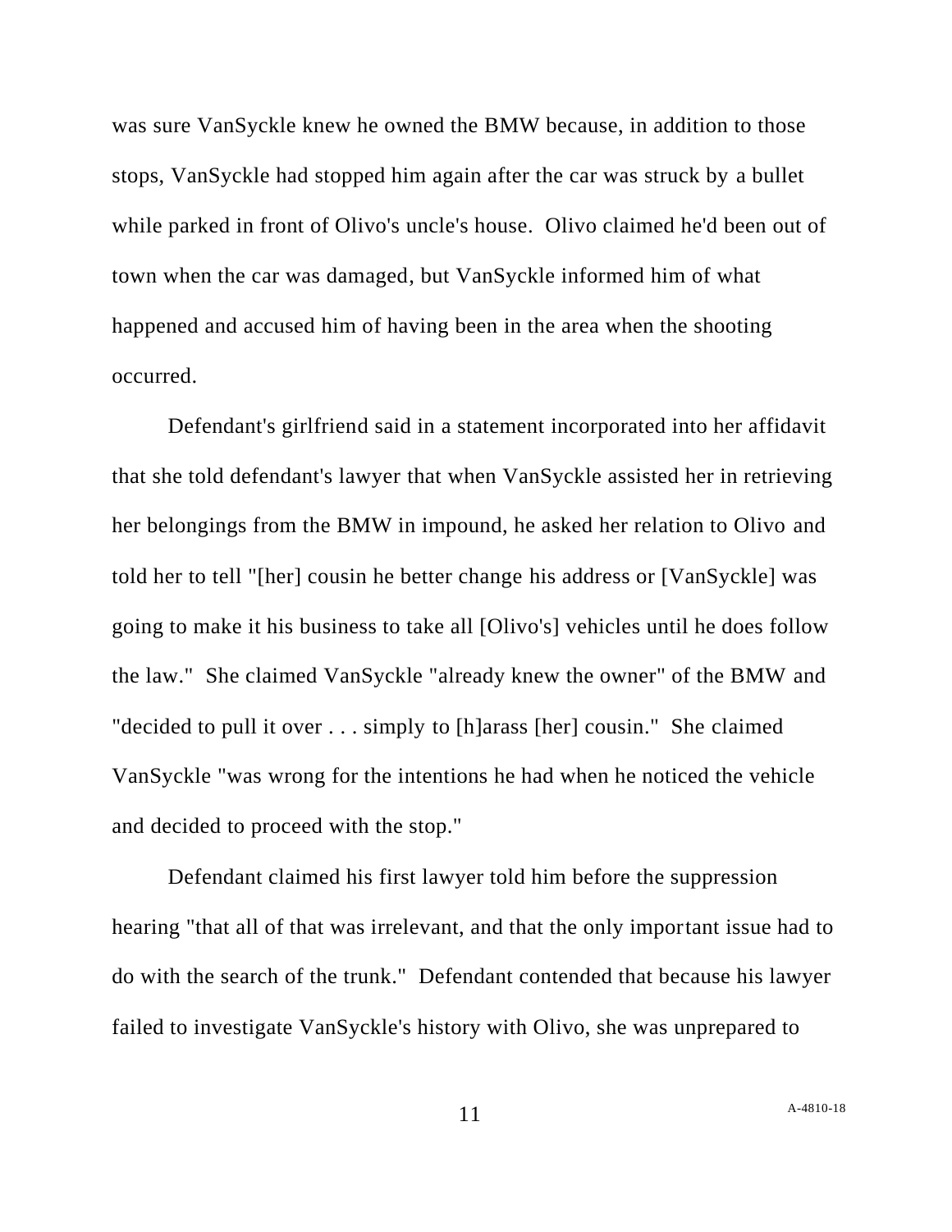was sure VanSyckle knew he owned the BMW because, in addition to those stops, VanSyckle had stopped him again after the car was struck by a bullet while parked in front of Olivo's uncle's house. Olivo claimed he'd been out of town when the car was damaged, but VanSyckle informed him of what happened and accused him of having been in the area when the shooting occurred.

Defendant's girlfriend said in a statement incorporated into her affidavit that she told defendant's lawyer that when VanSyckle assisted her in retrieving her belongings from the BMW in impound, he asked her relation to Olivo and told her to tell "[her] cousin he better change his address or [VanSyckle] was going to make it his business to take all [Olivo's] vehicles until he does follow the law." She claimed VanSyckle "already knew the owner" of the BMW and "decided to pull it over . . . simply to [h]arass [her] cousin." She claimed VanSyckle "was wrong for the intentions he had when he noticed the vehicle and decided to proceed with the stop."

Defendant claimed his first lawyer told him before the suppression hearing "that all of that was irrelevant, and that the only important issue had to do with the search of the trunk." Defendant contended that because his lawyer failed to investigate VanSyckle's history with Olivo, she was unprepared to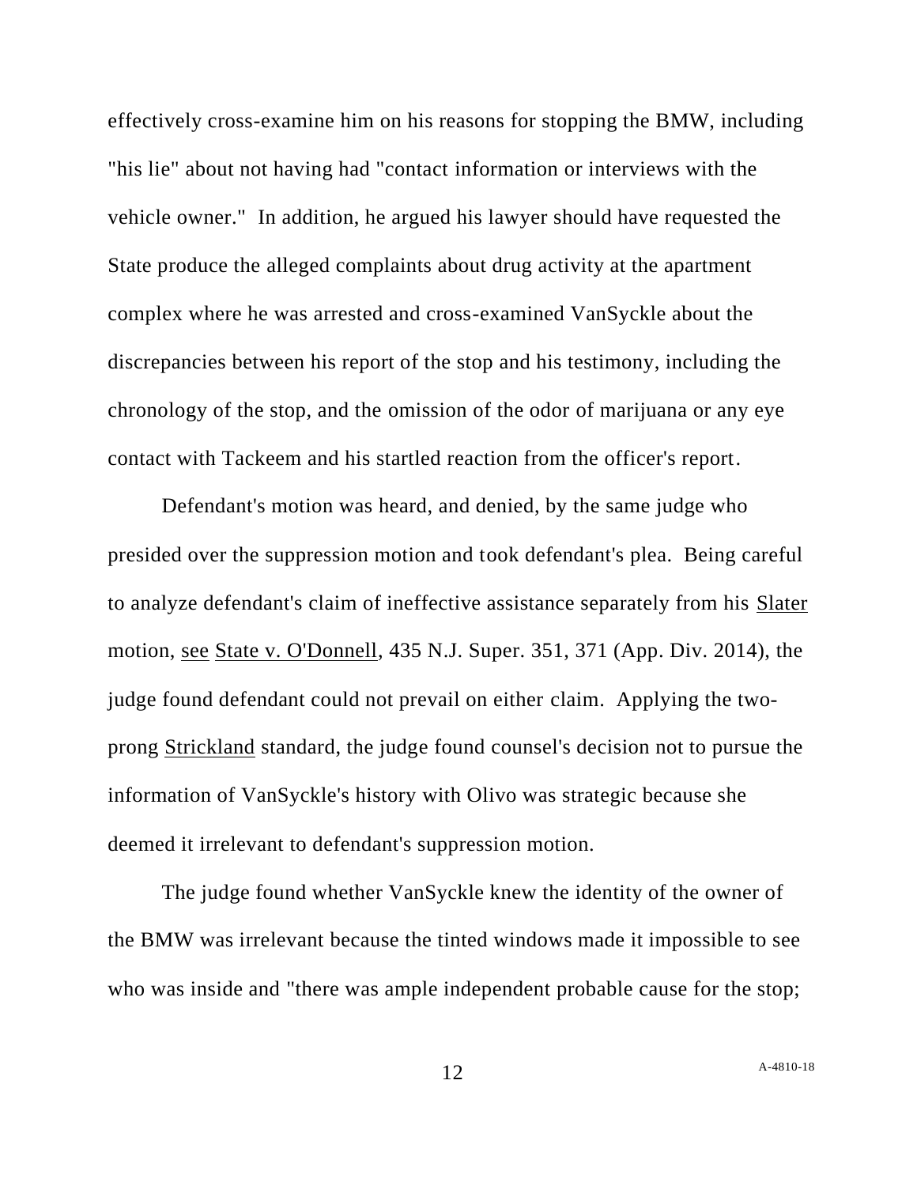effectively cross-examine him on his reasons for stopping the BMW, including "his lie" about not having had "contact information or interviews with the vehicle owner." In addition, he argued his lawyer should have requested the State produce the alleged complaints about drug activity at the apartment complex where he was arrested and cross-examined VanSyckle about the discrepancies between his report of the stop and his testimony, including the chronology of the stop, and the omission of the odor of marijuana or any eye contact with Tackeem and his startled reaction from the officer's report.

Defendant's motion was heard, and denied, by the same judge who presided over the suppression motion and took defendant's plea. Being careful to analyze defendant's claim of ineffective assistance separately from his Slater motion, see State v. O'Donnell, 435 N.J. Super. 351, 371 (App. Div. 2014), the judge found defendant could not prevail on either claim. Applying the two-prong Strickland standard, the judge found counsel's decision not to pursue the information of VanSyckle's history with Olivo was strategic because she deemed it irrelevant to defendant's suppression motion.

The judge found whether VanSyckle knew the identity of the owner of the BMW was irrelevant because the tinted windows made it impossible to see who was inside and "there was ample independent probable cause for the stop;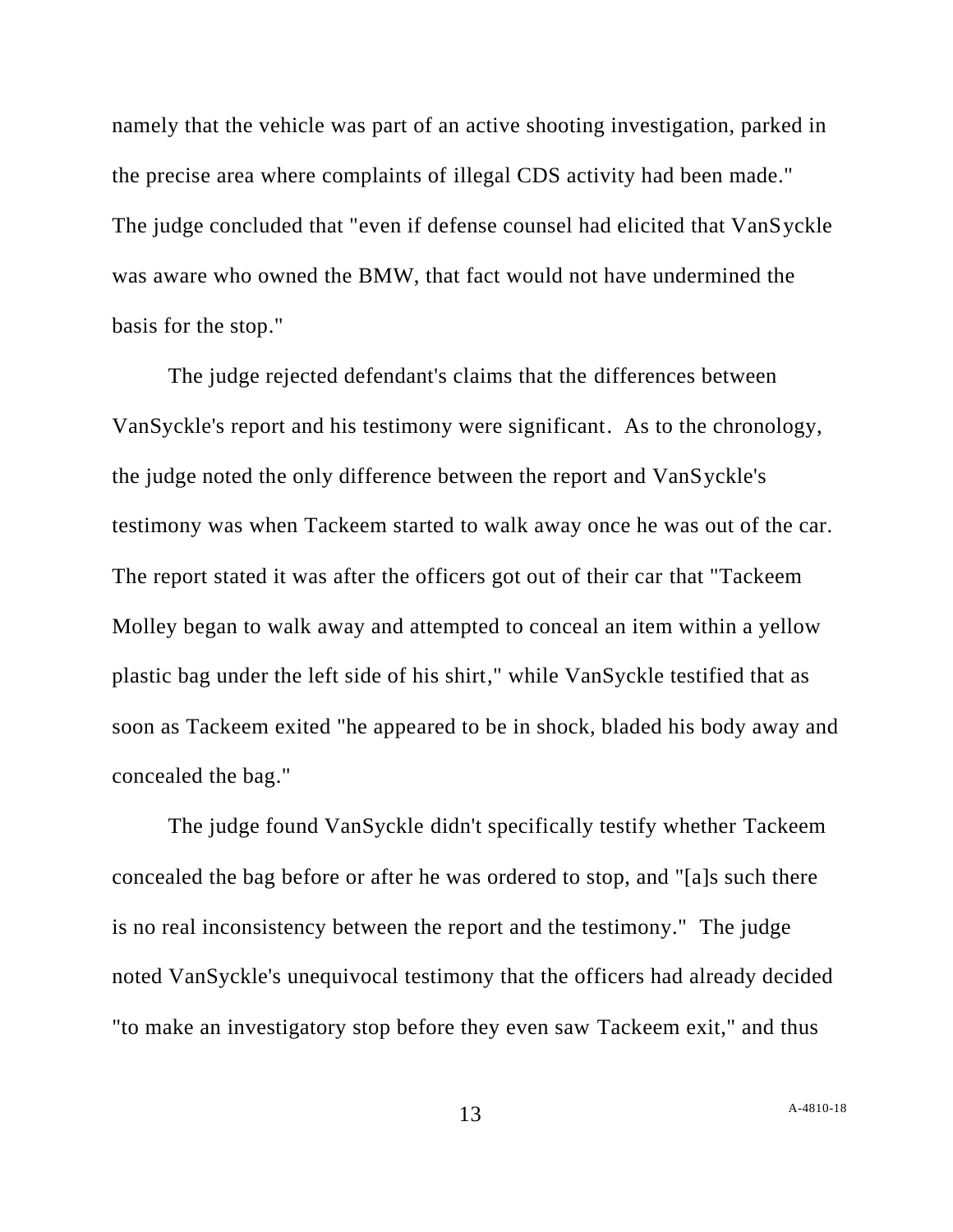namely that the vehicle was part of an active shooting investigation, parked in the precise area where complaints of illegal CDS activity had been made." The judge concluded that "even if defense counsel had elicited that VanSyckle was aware who owned the BMW, that fact would not have undermined the basis for the stop."

The judge rejected defendant's claims that the differences between VanSyckle's report and his testimony were significant. As to the chronology, the judge noted the only difference between the report and VanSyckle's testimony was when Tackeem started to walk away once he was out of the car. The report stated it was after the officers got out of their car that "Tackeem Molley began to walk away and attempted to conceal an item within a yellow plastic bag under the left side of his shirt," while VanSyckle testified that as soon as Tackeem exited "he appeared to be in shock, bladed his body away and concealed the bag."

The judge found VanSyckle didn't specifically testify whether Tackeem concealed the bag before or after he was ordered to stop, and "[a]s such there is no real inconsistency between the report and the testimony." The judge noted VanSyckle's unequivocal testimony that the officers had already decided "to make an investigatory stop before they even saw Tackeem exit," and thus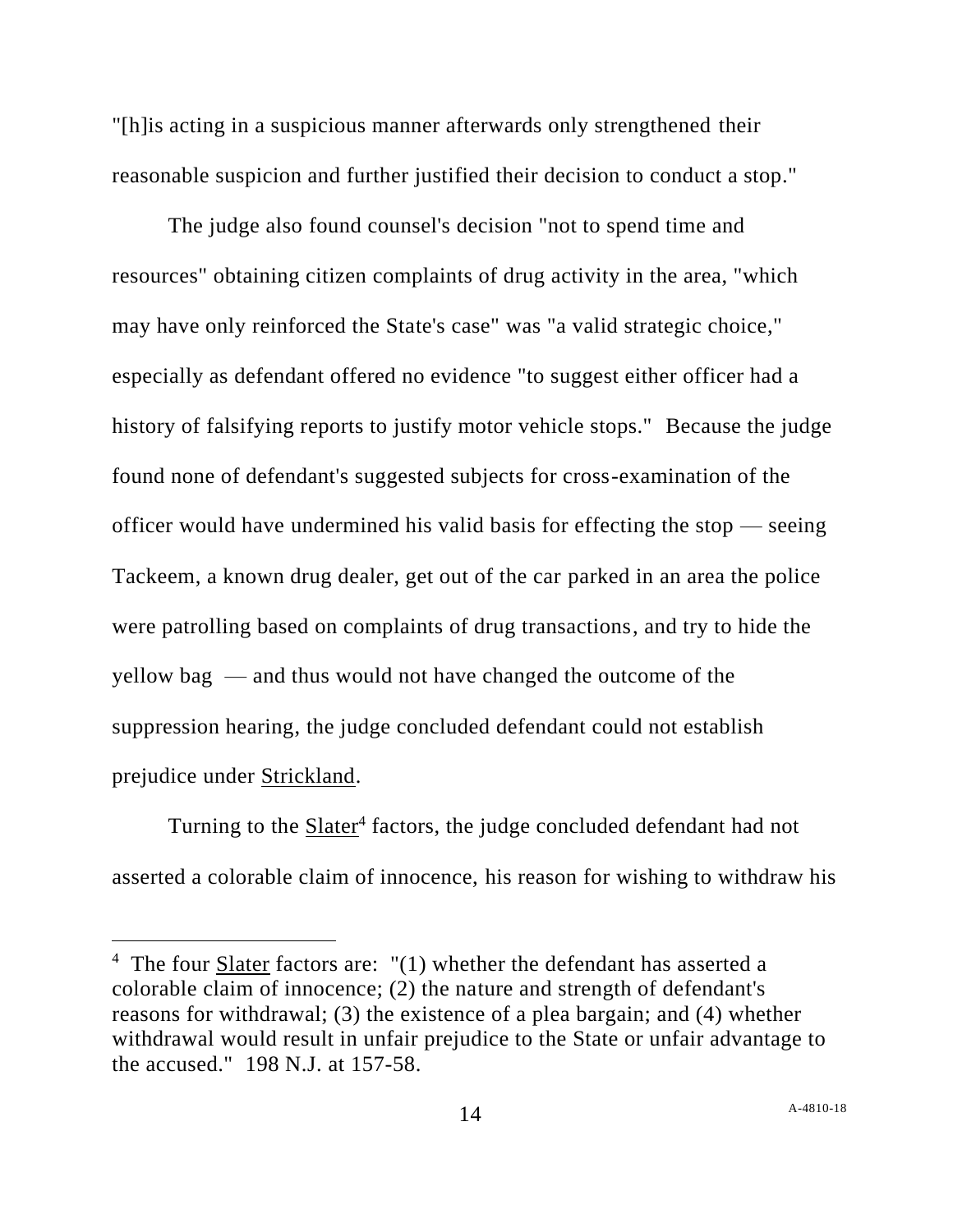"[h]is acting in a suspicious manner afterwards only strengthened their reasonable suspicion and further justified their decision to conduct a stop."

The judge also found counsel's decision "not to spend time and resources" obtaining citizen complaints of drug activity in the area, "which may have only reinforced the State's case" was "a valid strategic choice," especially as defendant offered no evidence "to suggest either officer had a history of falsifying reports to justify motor vehicle stops." Because the judge found none of defendant's suggested subjects for cross-examination of the officer would have undermined his valid basis for effecting the stop — seeing Tackeem, a known drug dealer, get out of the car parked in an area the police were patrolling based on complaints of drug transactions, and try to hide the yellow bag — and thus would not have changed the outcome of the suppression hearing, the judge concluded defendant could not establish prejudice under Strickland.

Turning to the Slater[4] factors, the judge concluded defendant had not asserted a colorable claim of innocence, his reason for wishing to withdraw his

[4] The four Slater factors are: "(1) whether the defendant has asserted a colorable claim of innocence; (2) the nature and strength of defendant's reasons for withdrawal; (3) the existence of a plea bargain; and (4) whether withdrawal would result in unfair prejudice to the State or unfair advantage to the accused." 198 N.J. at 157-58.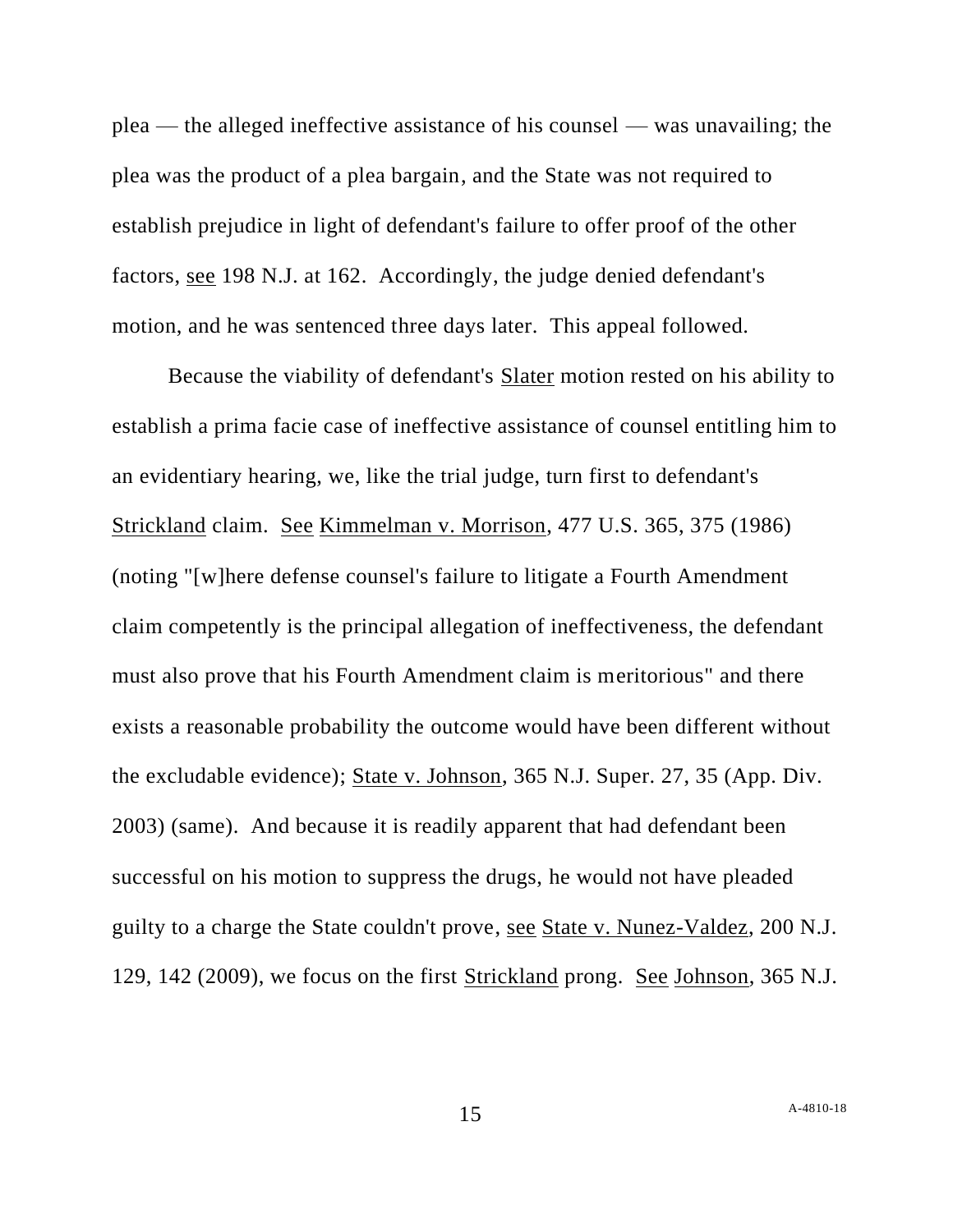plea — the alleged ineffective assistance of his counsel — was unavailing; the plea was the product of a plea bargain, and the State was not required to establish prejudice in light of defendant's failure to offer proof of the other factors, see 198 N.J. at 162. Accordingly, the judge denied defendant's motion, and he was sentenced three days later. This appeal followed.

Because the viability of defendant's Slater motion rested on his ability to establish a prima facie case of ineffective assistance of counsel entitling him to an evidentiary hearing, we, like the trial judge, turn first to defendant's Strickland claim. See Kimmelman v. Morrison, 477 U.S. 365, 375 (1986) (noting "[w]here defense counsel's failure to litigate a Fourth Amendment claim competently is the principal allegation of ineffectiveness, the defendant must also prove that his Fourth Amendment claim is meritorious" and there exists a reasonable probability the outcome would have been different without the excludable evidence); State v. Johnson, 365 N.J. Super. 27, 35 (App. Div. 2003) (same). And because it is readily apparent that had defendant been successful on his motion to suppress the drugs, he would not have pleaded guilty to a charge the State couldn't prove, see State v. Nunez-Valdez, 200 N.J. 129, 142 (2009), we focus on the first Strickland prong. See Johnson, 365 N.J.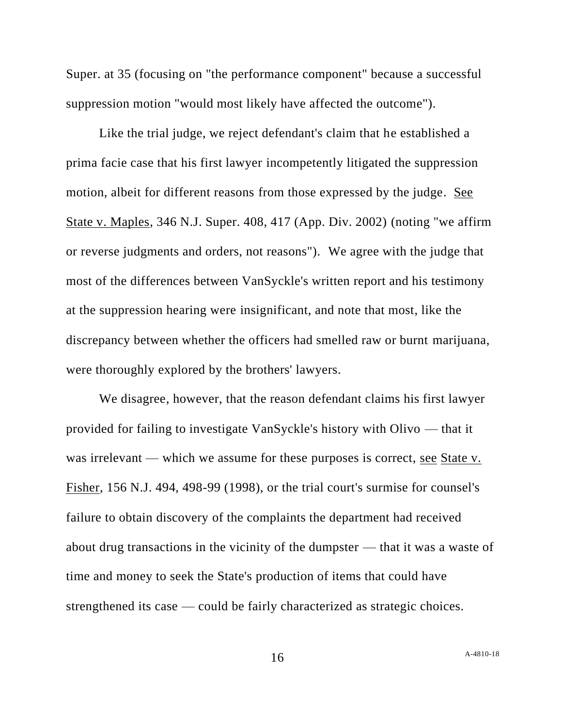Super. at 35 (focusing on "the performance component" because a successful suppression motion "would most likely have affected the outcome").

Like the trial judge, we reject defendant's claim that he established a prima facie case that his first lawyer incompetently litigated the suppression motion, albeit for different reasons from those expressed by the judge. See State v. Maples, 346 N.J. Super. 408, 417 (App. Div. 2002) (noting "we affirm or reverse judgments and orders, not reasons"). We agree with the judge that most of the differences between VanSyckle's written report and his testimony at the suppression hearing were insignificant, and note that most, like the discrepancy between whether the officers had smelled raw or burnt marijuana, were thoroughly explored by the brothers' lawyers.

We disagree, however, that the reason defendant claims his first lawyer provided for failing to investigate VanSyckle's history with Olivo — that it was irrelevant — which we assume for these purposes is correct, see State v. Fisher, 156 N.J. 494, 498-99 (1998), or the trial court's surmise for counsel's failure to obtain discovery of the complaints the department had received about drug transactions in the vicinity of the dumpster — that it was a waste of time and money to seek the State's production of items that could have strengthened its case — could be fairly characterized as strategic choices.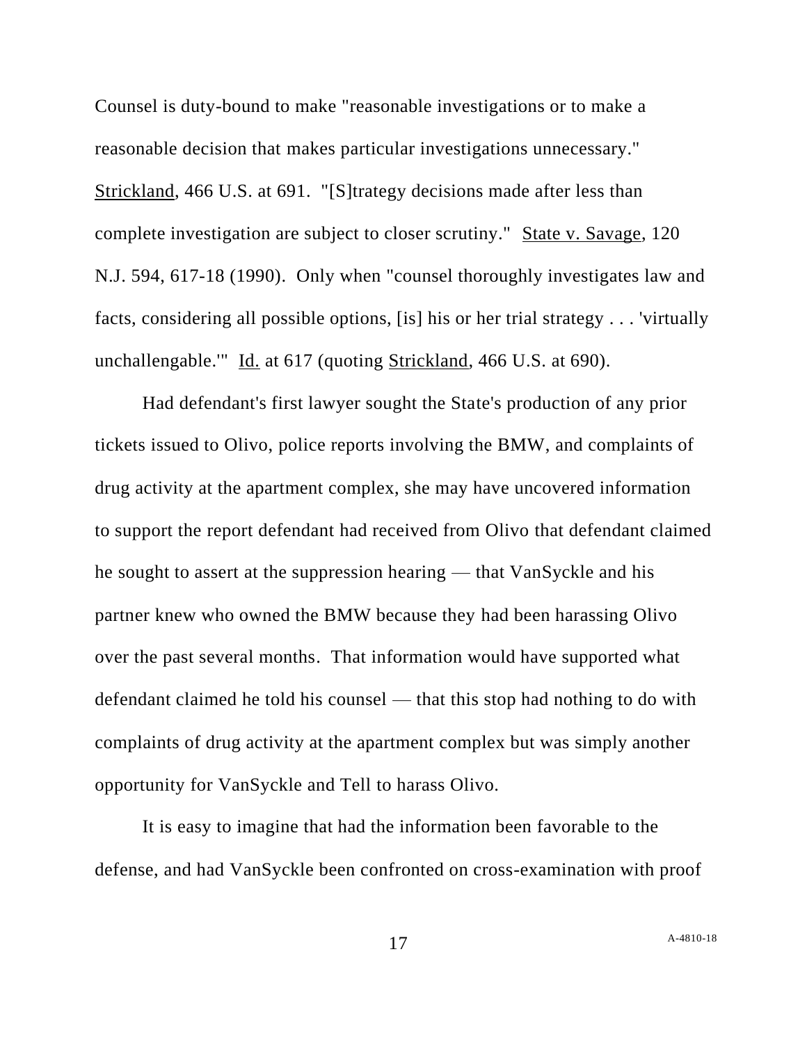Counsel is duty-bound to make "reasonable investigations or to make a reasonable decision that makes particular investigations unnecessary." Strickland, 466 U.S. at 691. "[S]trategy decisions made after less than complete investigation are subject to closer scrutiny." State v. Savage, 120 N.J. 594, 617-18 (1990). Only when "counsel thoroughly investigates law and facts, considering all possible options, [is] his or her trial strategy . . . 'virtually unchallengable.'" Id. at 617 (quoting Strickland, 466 U.S. at 690).

Had defendant's first lawyer sought the State's production of any prior tickets issued to Olivo, police reports involving the BMW, and complaints of drug activity at the apartment complex, she may have uncovered information to support the report defendant had received from Olivo that defendant claimed he sought to assert at the suppression hearing — that VanSyckle and his partner knew who owned the BMW because they had been harassing Olivo over the past several months. That information would have supported what defendant claimed he told his counsel — that this stop had nothing to do with complaints of drug activity at the apartment complex but was simply another opportunity for VanSyckle and Tell to harass Olivo.

It is easy to imagine that had the information been favorable to the defense, and had VanSyckle been confronted on cross-examination with proof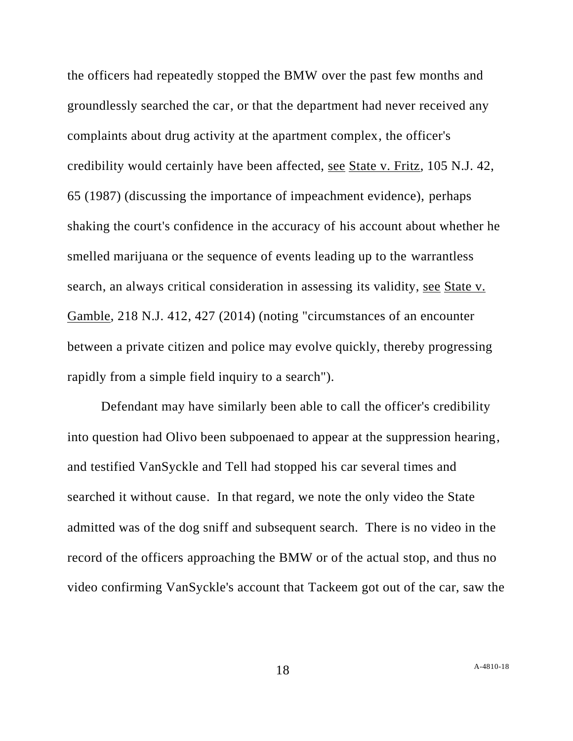the officers had repeatedly stopped the BMW over the past few months and groundlessly searched the car, or that the department had never received any complaints about drug activity at the apartment complex, the officer's credibility would certainly have been affected, see State v. Fritz, 105 N.J. 42, 65 (1987) (discussing the importance of impeachment evidence), perhaps shaking the court's confidence in the accuracy of his account about whether he smelled marijuana or the sequence of events leading up to the warrantless search, an always critical consideration in assessing its validity, see State v. Gamble, 218 N.J. 412, 427 (2014) (noting "circumstances of an encounter between a private citizen and police may evolve quickly, thereby progressing rapidly from a simple field inquiry to a search").

Defendant may have similarly been able to call the officer's credibility into question had Olivo been subpoenaed to appear at the suppression hearing, and testified VanSyckle and Tell had stopped his car several times and searched it without cause. In that regard, we note the only video the State admitted was of the dog sniff and subsequent search. There is no video in the record of the officers approaching the BMW or of the actual stop, and thus no video confirming VanSyckle's account that Tackeem got out of the car, saw the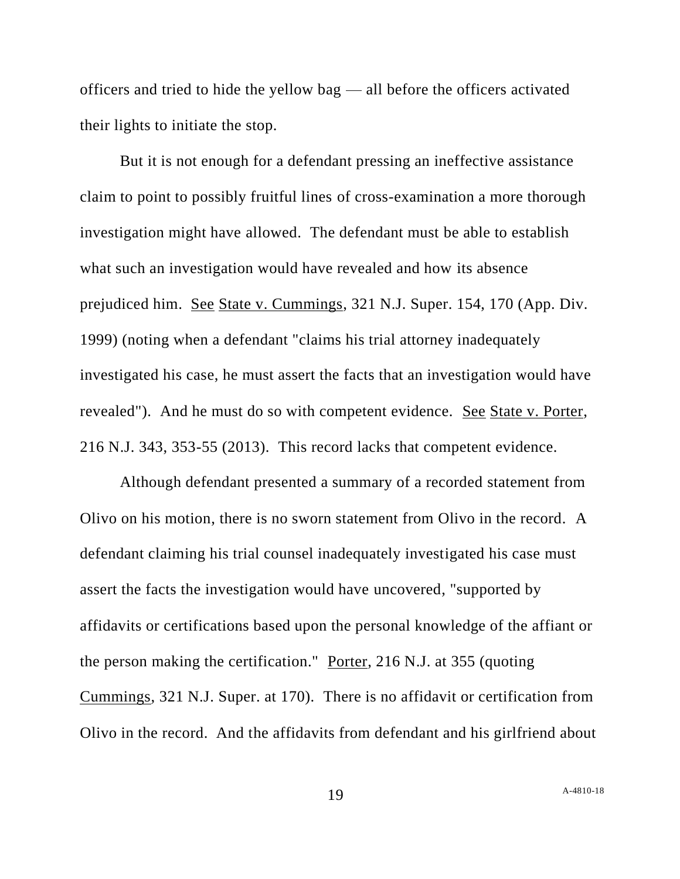officers and tried to hide the yellow bag — all before the officers activated their lights to initiate the stop.

But it is not enough for a defendant pressing an ineffective assistance claim to point to possibly fruitful lines of cross-examination a more thorough investigation might have allowed. The defendant must be able to establish what such an investigation would have revealed and how its absence prejudiced him. See State v. Cummings, 321 N.J. Super. 154, 170 (App. Div. 1999) (noting when a defendant "claims his trial attorney inadequately investigated his case, he must assert the facts that an investigation would have revealed"). And he must do so with competent evidence. See State v. Porter, 216 N.J. 343, 353-55 (2013). This record lacks that competent evidence.

Although defendant presented a summary of a recorded statement from Olivo on his motion, there is no sworn statement from Olivo in the record. A defendant claiming his trial counsel inadequately investigated his case must assert the facts the investigation would have uncovered, "supported by affidavits or certifications based upon the personal knowledge of the affiant or the person making the certification." Porter, 216 N.J. at 355 (quoting Cummings, 321 N.J. Super. at 170). There is no affidavit or certification from Olivo in the record. And the affidavits from defendant and his girlfriend about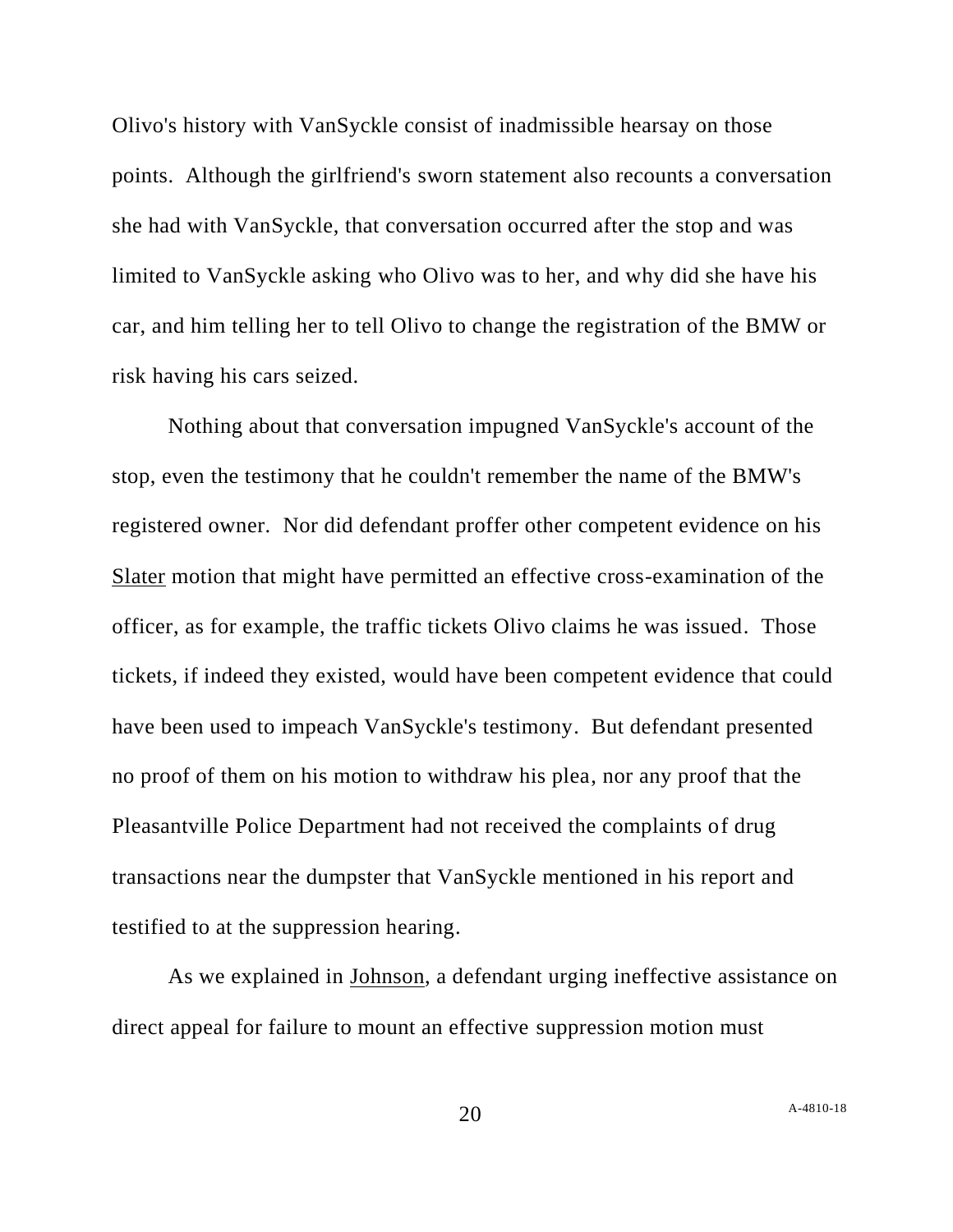Olivo's history with VanSyckle consist of inadmissible hearsay on those points. Although the girlfriend's sworn statement also recounts a conversation she had with VanSyckle, that conversation occurred after the stop and was limited to VanSyckle asking who Olivo was to her, and why did she have his car, and him telling her to tell Olivo to change the registration of the BMW or risk having his cars seized.

Nothing about that conversation impugned VanSyckle's account of the stop, even the testimony that he couldn't remember the name of the BMW's registered owner. Nor did defendant proffer other competent evidence on his Slater motion that might have permitted an effective cross-examination of the officer, as for example, the traffic tickets Olivo claims he was issued. Those tickets, if indeed they existed, would have been competent evidence that could have been used to impeach VanSyckle's testimony. But defendant presented no proof of them on his motion to withdraw his plea, nor any proof that the Pleasantville Police Department had not received the complaints of drug transactions near the dumpster that VanSyckle mentioned in his report and testified to at the suppression hearing.

As we explained in Johnson, a defendant urging ineffective assistance on direct appeal for failure to mount an effective suppression motion must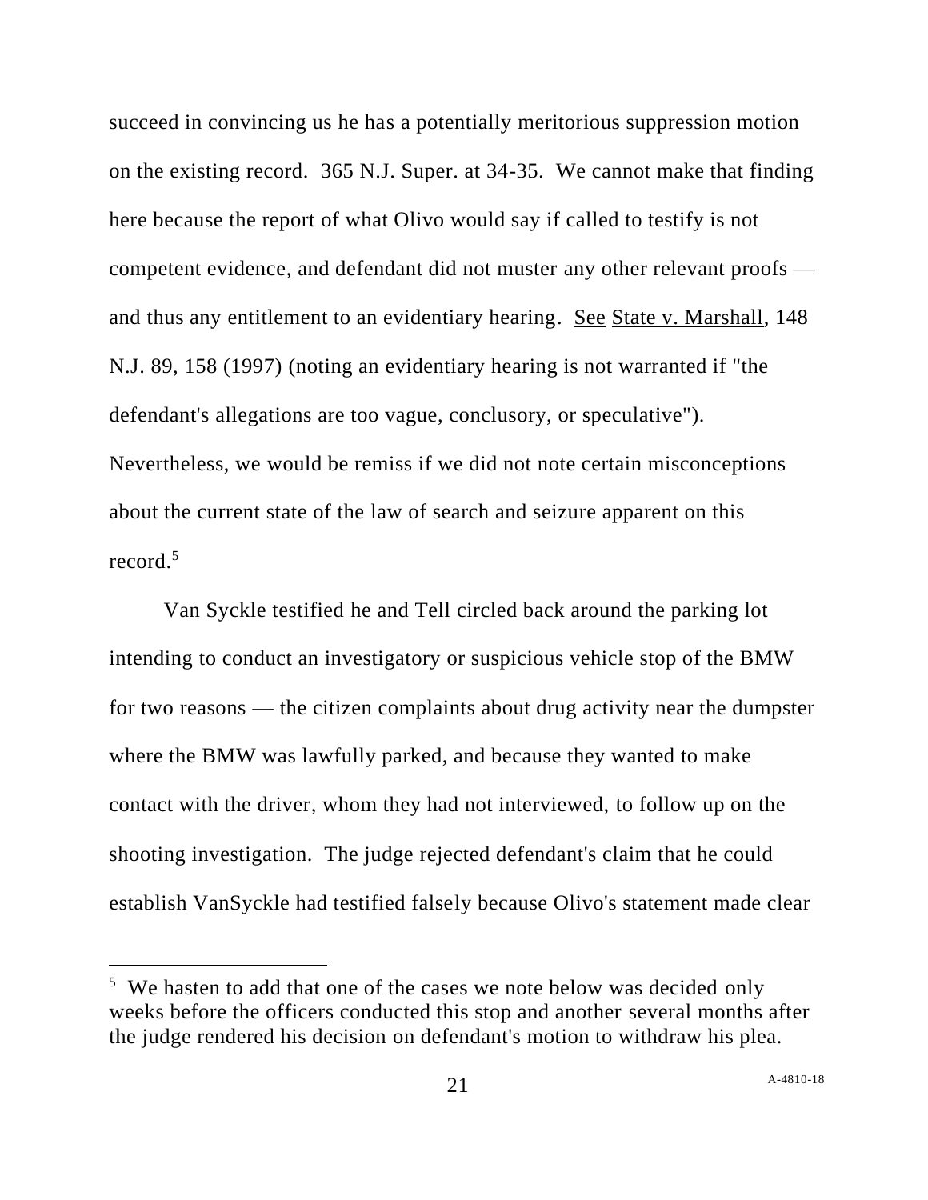succeed in convincing us he has a potentially meritorious suppression motion on the existing record. 365 N.J. Super. at 34-35. We cannot make that finding here because the report of what Olivo would say if called to testify is not competent evidence, and defendant did not muster any other relevant proofs — and thus any entitlement to an evidentiary hearing. See State v. Marshall, 148 N.J. 89, 158 (1997) (noting an evidentiary hearing is not warranted if "the defendant's allegations are too vague, conclusory, or speculative"). Nevertheless, we would be remiss if we did not note certain misconceptions about the current state of the law of search and seizure apparent on this record.[5]

Van Syckle testified he and Tell circled back around the parking lot intending to conduct an investigatory or suspicious vehicle stop of the BMW for two reasons — the citizen complaints about drug activity near the dumpster where the BMW was lawfully parked, and because they wanted to make contact with the driver, whom they had not interviewed, to follow up on the shooting investigation. The judge rejected defendant's claim that he could establish VanSyckle had testified falsely because Olivo's statement made clear

[5] We hasten to add that one of the cases we note below was decided only weeks before the officers conducted this stop and another several months after the judge rendered his decision on defendant's motion to withdraw his plea.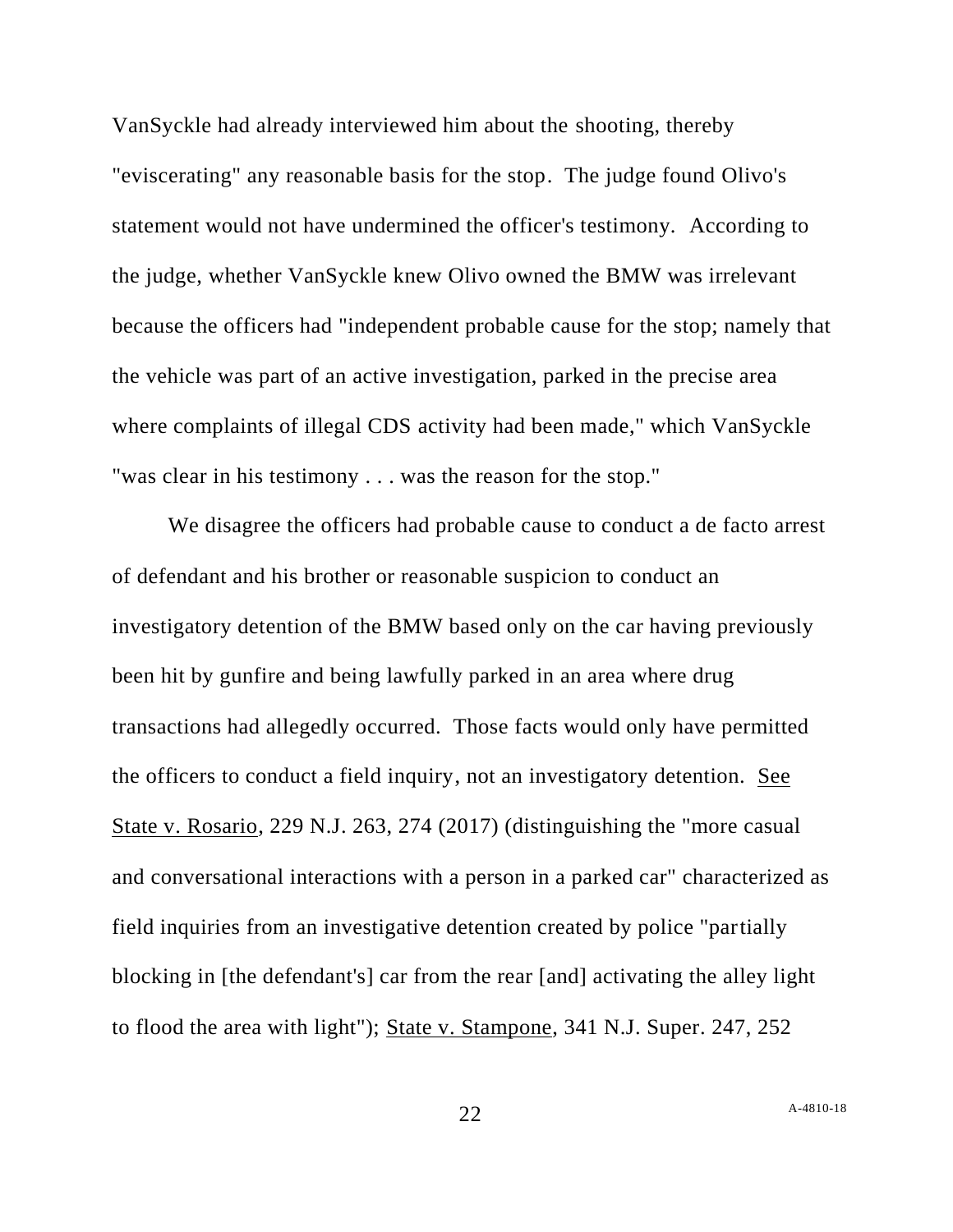VanSyckle had already interviewed him about the shooting, thereby "eviscerating" any reasonable basis for the stop. The judge found Olivo's statement would not have undermined the officer's testimony. According to the judge, whether VanSyckle knew Olivo owned the BMW was irrelevant because the officers had "independent probable cause for the stop; namely that the vehicle was part of an active investigation, parked in the precise area where complaints of illegal CDS activity had been made," which VanSyckle "was clear in his testimony . . . was the reason for the stop."

We disagree the officers had probable cause to conduct a de facto arrest of defendant and his brother or reasonable suspicion to conduct an investigatory detention of the BMW based only on the car having previously been hit by gunfire and being lawfully parked in an area where drug transactions had allegedly occurred. Those facts would only have permitted the officers to conduct a field inquiry, not an investigatory detention. See State v. Rosario, 229 N.J. 263, 274 (2017) (distinguishing the "more casual and conversational interactions with a person in a parked car" characterized as field inquiries from an investigative detention created by police "partially blocking in [the defendant's] car from the rear [and] activating the alley light to flood the area with light"); State v. Stampone, 341 N.J. Super. 247, 252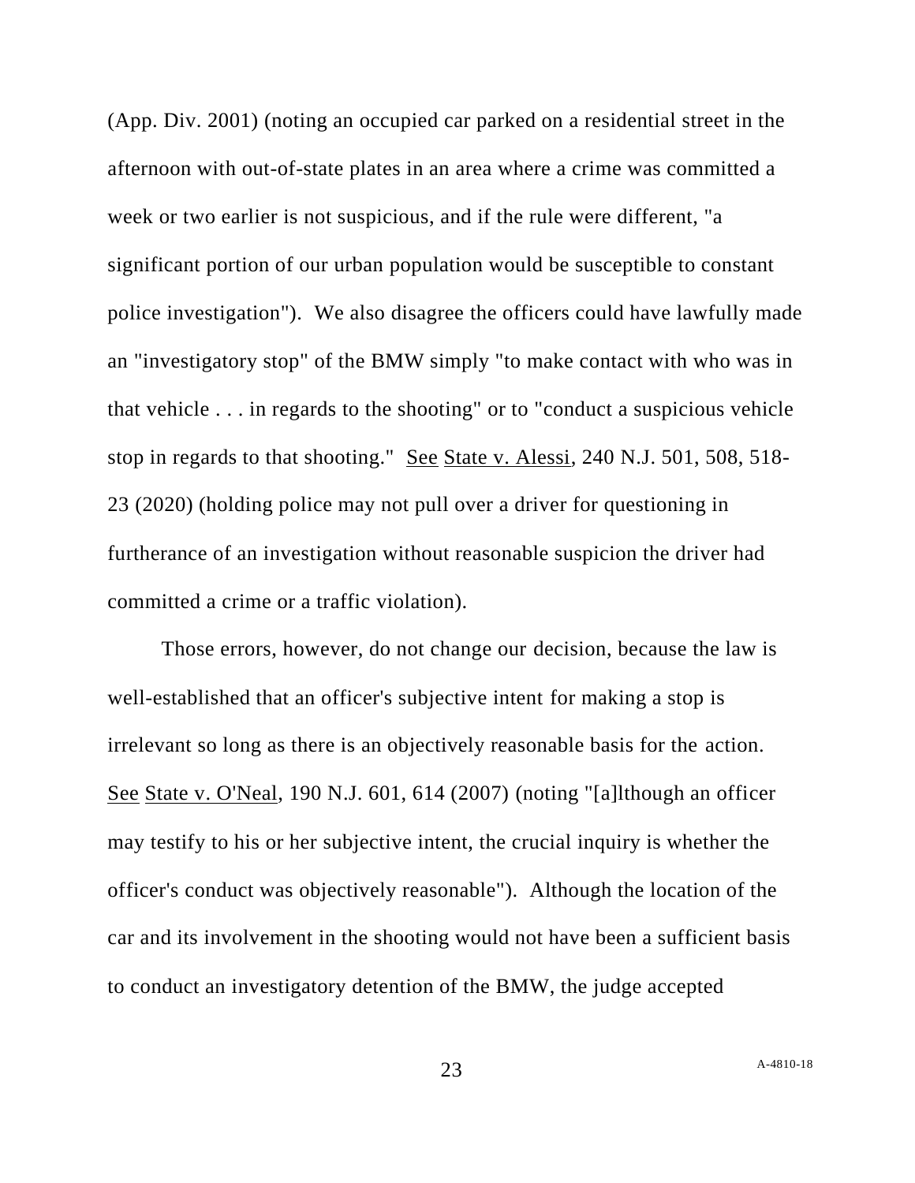(App. Div. 2001) (noting an occupied car parked on a residential street in the afternoon with out-of-state plates in an area where a crime was committed a week or two earlier is not suspicious, and if the rule were different, "a significant portion of our urban population would be susceptible to constant police investigation"). We also disagree the officers could have lawfully made an "investigatory stop" of the BMW simply "to make contact with who was in that vehicle . . . in regards to the shooting" or to "conduct a suspicious vehicle stop in regards to that shooting." See State v. Alessi, 240 N.J. 501, 508, 518-23 (2020) (holding police may not pull over a driver for questioning in furtherance of an investigation without reasonable suspicion the driver had committed a crime or a traffic violation).

Those errors, however, do not change our decision, because the law is well-established that an officer's subjective intent for making a stop is irrelevant so long as there is an objectively reasonable basis for the action. See State v. O'Neal, 190 N.J. 601, 614 (2007) (noting "[a]lthough an officer may testify to his or her subjective intent, the crucial inquiry is whether the officer's conduct was objectively reasonable"). Although the location of the car and its involvement in the shooting would not have been a sufficient basis to conduct an investigatory detention of the BMW, the judge accepted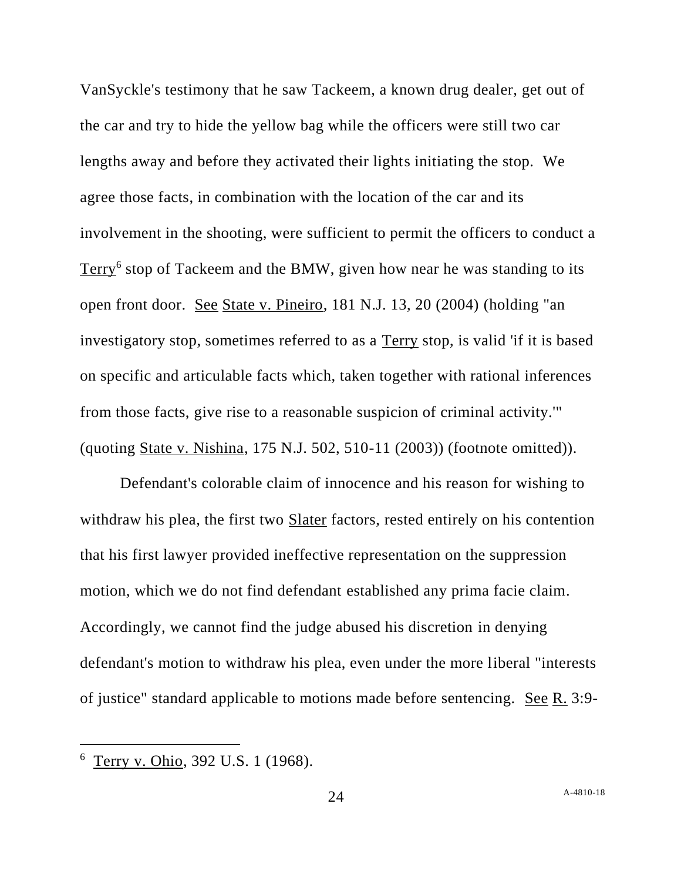VanSyckle's testimony that he saw Tackeem, a known drug dealer, get out of the car and try to hide the yellow bag while the officers were still two car lengths away and before they activated their lights initiating the stop. We agree those facts, in combination with the location of the car and its involvement in the shooting, were sufficient to permit the officers to conduct a Terry[6] stop of Tackeem and the BMW, given how near he was standing to its open front door. See State v. Pineiro, 181 N.J. 13, 20 (2004) (holding "an investigatory stop, sometimes referred to as a Terry stop, is valid 'if it is based on specific and articulable facts which, taken together with rational inferences from those facts, give rise to a reasonable suspicion of criminal activity.'" (quoting State v. Nishina, 175 N.J. 502, 510-11 (2003)) (footnote omitted)).

Defendant's colorable claim of innocence and his reason for wishing to withdraw his plea, the first two Slater factors, rested entirely on his contention that his first lawyer provided ineffective representation on the suppression motion, which we do not find defendant established any prima facie claim. Accordingly, we cannot find the judge abused his discretion in denying defendant's motion to withdraw his plea, even under the more liberal "interests of justice" standard applicable to motions made before sentencing. See R. 3:9-

---

[6] Terry v. Ohio, 392 U.S. 1 (1968).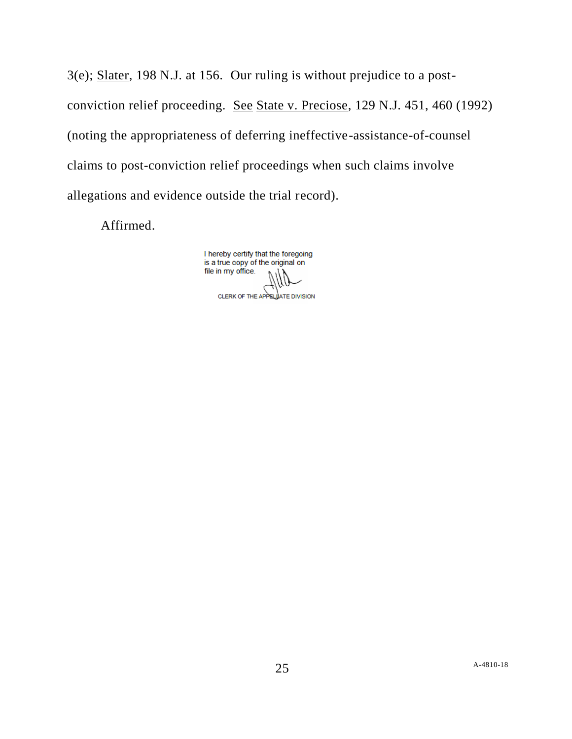3(e); Slater, 198 N.J. at 156. Our ruling is without prejudice to a post-conviction relief proceeding. See State v. Preciose, 129 N.J. 451, 460 (1992) (noting the appropriateness of deferring ineffective-assistance-of-counsel claims to post-conviction relief proceedings when such claims involve allegations and evidence outside the trial record).

Affirmed.

I hereby certify that the foregoing is a true copy of the original on file in my office.

CLERK OF THE APPELLATE DIVISION